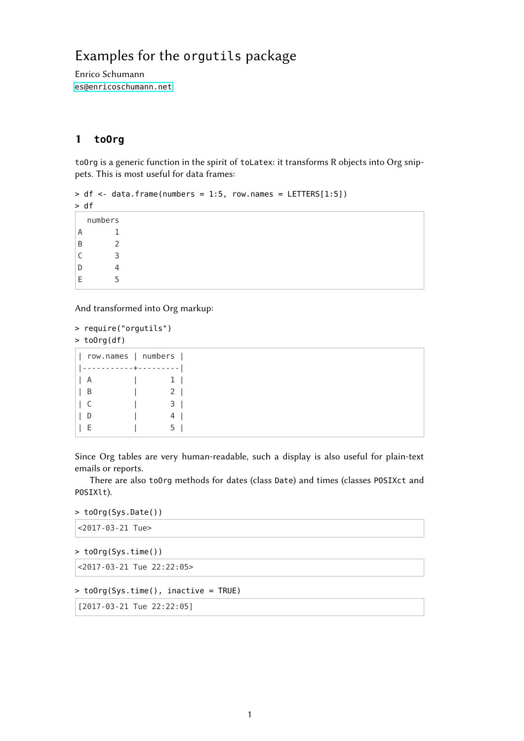# Examples for the orgutils package

Enrico Schumann
es@enricoschumann.net

## 1 toOrg

toOrg is a generic function in the spirit of toLatex: it transforms R objects into Org snippets. This is most useful for data frames:

```
> df <- data.frame(numbers = 1:5, row.names = LETTERS[1:5])
> df
```

```
  numbers
A       1
B       2
C       3
D       4
E       5
```

And transformed into Org markup:

```
> require("orgutils")
> toOrg(df)
```

```
| row.names | numbers |
|-----------+---------|
| A         |       1 |
| B         |       2 |
| C         |       3 |
| D         |       4 |
| E         |       5 |
```

Since Org tables are very human-readable, such a display is also useful for plain-text emails or reports.

There are also toOrg methods for dates (class Date) and times (classes POSIXct and POSIXlt).

```
> toOrg(Sys.Date())
```

```
<2017-03-21 Tue>
```

```
> toOrg(Sys.time())
```

```
<2017-03-21 Tue 22:22:05>
```

```
> toOrg(Sys.time(), inactive = TRUE)
```

```
[2017-03-21 Tue 22:22:05]
```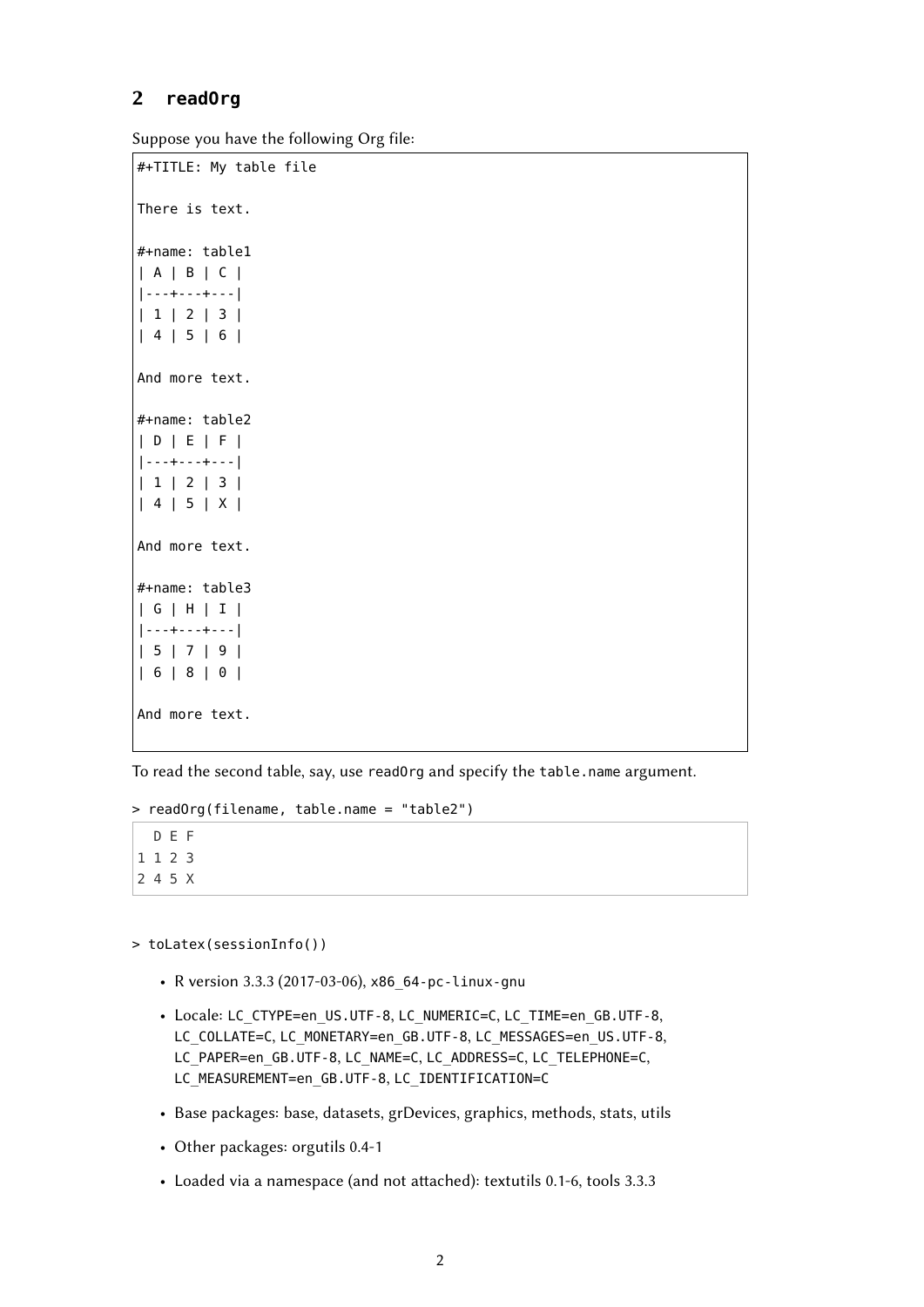## 2 `readOrg`

Suppose you have the following Org file:

```
#+TITLE: My table file

There is text.

#+name: table1
| A | B | C |
|---+---+---|
| 1 | 2 | 3 |
| 4 | 5 | 6 |

And more text.

#+name: table2
| D | E | F |
|---+---+---|
| 1 | 2 | 3 |
| 4 | 5 | X |

And more text.

#+name: table3
| G | H | I |
|---+---+---|
| 5 | 7 | 9 |
| 6 | 8 | 0 |

And more text.
```

To read the second table, say, use `readOrg` and specify the `table.name` argument.

```
> readOrg(filename, table.name = "table2")
```

```
  D E F
1 1 2 3
2 4 5 X
```

```
> toLatex(sessionInfo())
```

- R version 3.3.3 (2017-03-06), `x86_64-pc-linux-gnu`
- Locale: `LC_CTYPE=en_US.UTF-8`, `LC_NUMERIC=C`, `LC_TIME=en_GB.UTF-8`, `LC_COLLATE=C`, `LC_MONETARY=en_GB.UTF-8`, `LC_MESSAGES=en_US.UTF-8`, `LC_PAPER=en_GB.UTF-8`, `LC_NAME=C`, `LC_ADDRESS=C`, `LC_TELEPHONE=C`, `LC_MEASUREMENT=en_GB.UTF-8`, `LC_IDENTIFICATION=C`
- Base packages: base, datasets, grDevices, graphics, methods, stats, utils
- Other packages: orgutils 0.4-1
- Loaded via a namespace (and not attached): textutils 0.1-6, tools 3.3.3